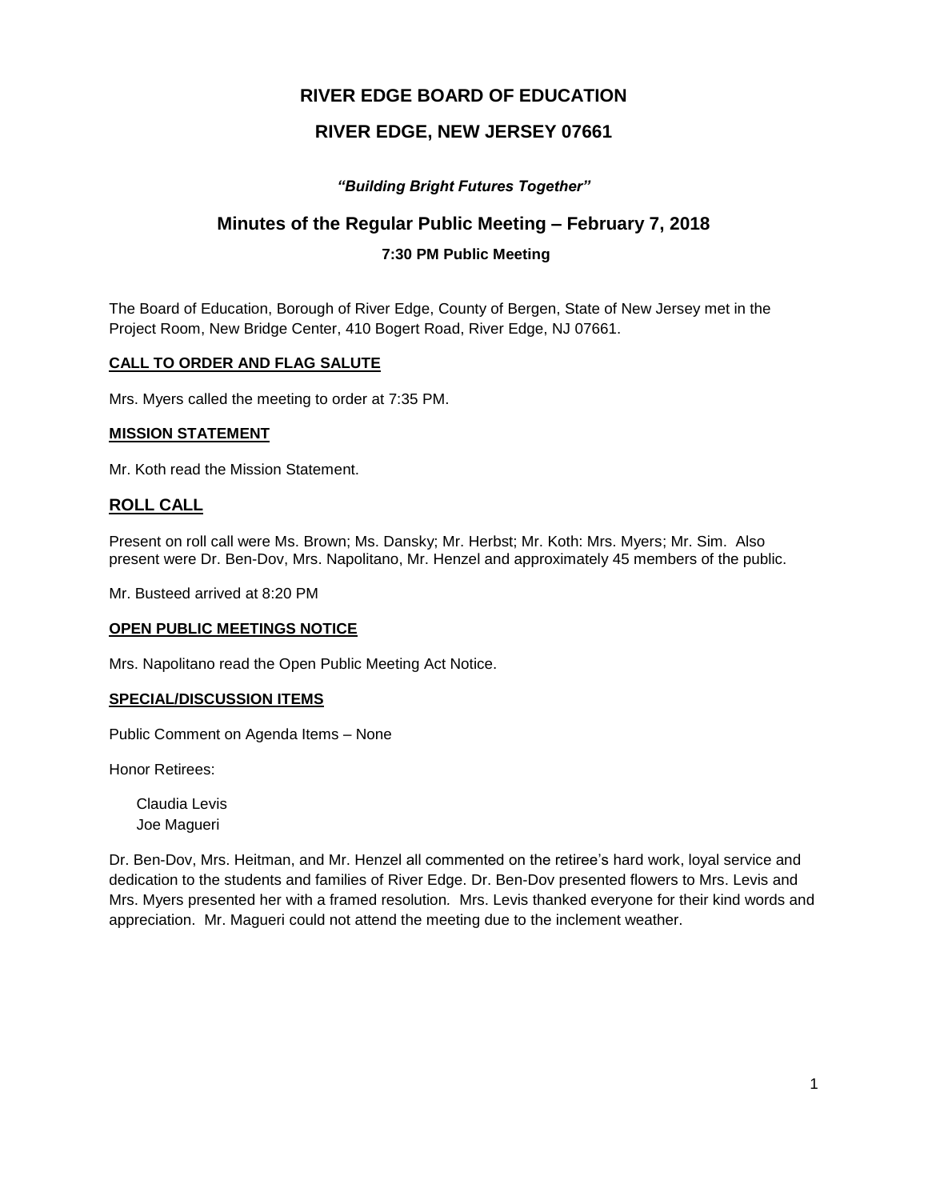# RIVER EDGE BOARD OF EDUCATION

# RIVER EDGE, NEW JERSEY 07661

***"Building Bright Futures Together"***

## Minutes of the Regular Public Meeting – February 7, 2018

### 7:30 PM Public Meeting

The Board of Education, Borough of River Edge, County of Bergen, State of New Jersey met in the Project Room, New Bridge Center, 410 Bogert Road, River Edge, NJ 07661.

**CALL TO ORDER AND FLAG SALUTE**

Mrs. Myers called the meeting to order at 7:35 PM.

**MISSION STATEMENT**

Mr. Koth read the Mission Statement.

## ROLL CALL

Present on roll call were Ms. Brown; Ms. Dansky; Mr. Herbst; Mr. Koth: Mrs. Myers; Mr. Sim. Also present were Dr. Ben-Dov, Mrs. Napolitano, Mr. Henzel and approximately 45 members of the public.

Mr. Busteed arrived at 8:20 PM

**OPEN PUBLIC MEETINGS NOTICE**

Mrs. Napolitano read the Open Public Meeting Act Notice.

**SPECIAL/DISCUSSION ITEMS**

Public Comment on Agenda Items – None

Honor Retirees:

Claudia Levis
Joe Magueri

Dr. Ben-Dov, Mrs. Heitman, and Mr. Henzel all commented on the retiree's hard work, loyal service and dedication to the students and families of River Edge. Dr. Ben-Dov presented flowers to Mrs. Levis and Mrs. Myers presented her with a framed resolution. Mrs. Levis thanked everyone for their kind words and appreciation. Mr. Magueri could not attend the meeting due to the inclement weather.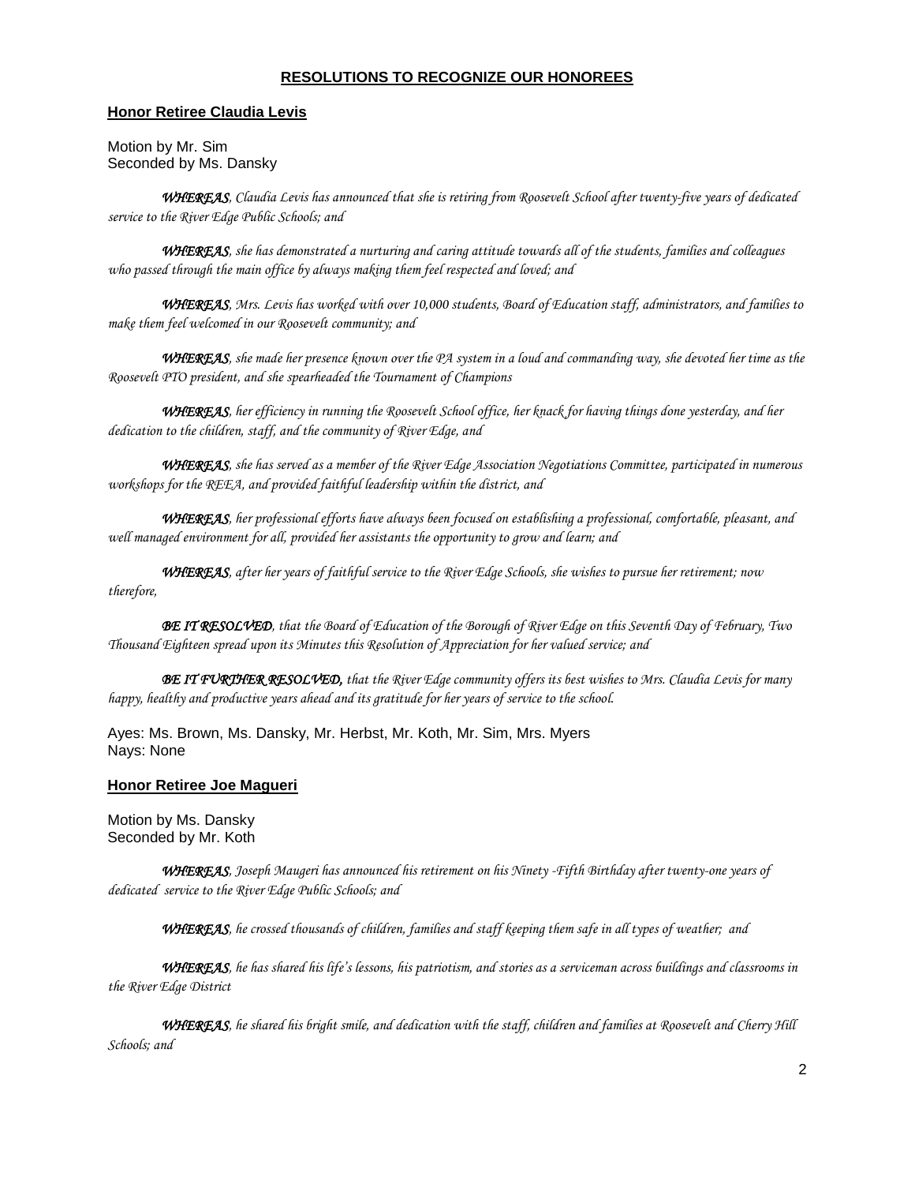## RESOLUTIONS TO RECOGNIZE OUR HONOREES

### Honor Retiree Claudia Levis

Motion by Mr. Sim
Seconded by Ms. Dansky

***WHEREAS***, *Claudia Levis has announced that she is retiring from Roosevelt School after twenty-five years of dedicated service to the River Edge Public Schools; and*

***WHEREAS***, *she has demonstrated a nurturing and caring attitude towards all of the students, families and colleagues who passed through the main office by always making them feel respected and loved; and*

***WHEREAS***, *Mrs. Levis has worked with over 10,000 students, Board of Education staff, administrators, and families to make them feel welcomed in our Roosevelt community; and*

***WHEREAS***, *she made her presence known over the PA system in a loud and commanding way, she devoted her time as the Roosevelt PTO president, and she spearheaded the Tournament of Champions*

***WHEREAS***, *her efficiency in running the Roosevelt School office, her knack for having things done yesterday, and her dedication to the children, staff, and the community of River Edge, and*

***WHEREAS***, *she has served as a member of the River Edge Association Negotiations Committee, participated in numerous workshops for the REEA, and provided faithful leadership within the district, and*

***WHEREAS***, *her professional efforts have always been focused on establishing a professional, comfortable, pleasant, and well managed environment for all, provided her assistants the opportunity to grow and learn; and*

***WHEREAS***, *after her years of faithful service to the River Edge Schools, she wishes to pursue her retirement; now therefore,*

***BE IT RESOLVED***, *that the Board of Education of the Borough of River Edge on this Seventh Day of February, Two Thousand Eighteen spread upon its Minutes this Resolution of Appreciation for her valued service; and*

***BE IT FURTHER RESOLVED,*** *that the River Edge community offers its best wishes to Mrs. Claudia Levis for many happy, healthy and productive years ahead and its gratitude for her years of service to the school.*

Ayes: Ms. Brown, Ms. Dansky, Mr. Herbst, Mr. Koth, Mr. Sim, Mrs. Myers
Nays: None

### Honor Retiree Joe Magueri

Motion by Ms. Dansky
Seconded by Mr. Koth

***WHEREAS***, *Joseph Maugeri has announced his retirement on his Ninety -Fifth Birthday after twenty-one years of dedicated service to the River Edge Public Schools; and*

***WHEREAS***, *he crossed thousands of children, families and staff keeping them safe in all types of weather; and*

***WHEREAS***, *he has shared his life's lessons, his patriotism, and stories as a serviceman across buildings and classrooms in the River Edge District*

***WHEREAS***, *he shared his bright smile, and dedication with the staff, children and families at Roosevelt and Cherry Hill Schools; and*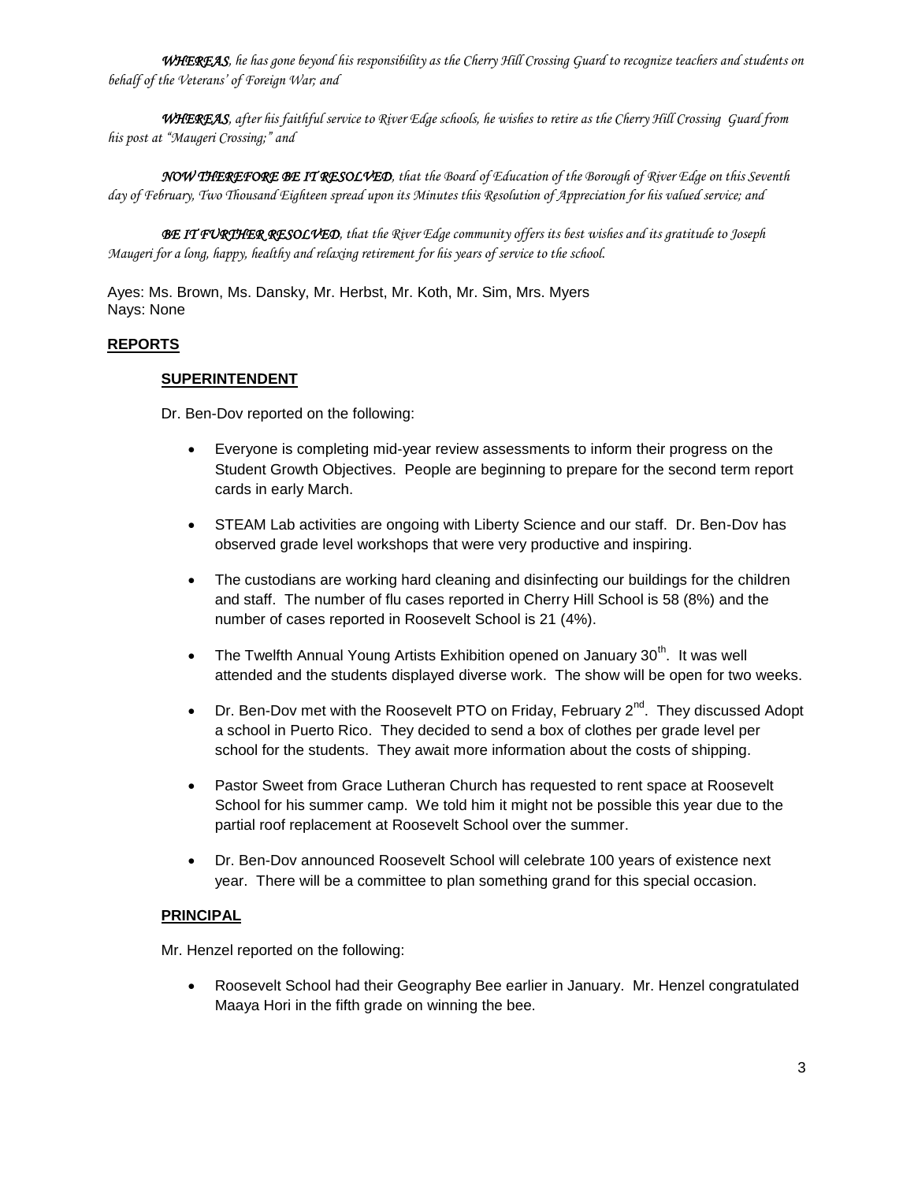***WHEREAS****, he has gone beyond his responsibility as the Cherry Hill Crossing Guard to recognize teachers and students on behalf of the Veterans' of Foreign War; and*

***WHEREAS****, after his faithful service to River Edge schools, he wishes to retire as the Cherry Hill Crossing Guard from his post at "Maugeri Crossing;" and*

***NOW THEREFORE BE IT RESOLVED****, that the Board of Education of the Borough of River Edge on this Seventh day of February, Two Thousand Eighteen spread upon its Minutes this Resolution of Appreciation for his valued service; and*

***BE IT FURTHER RESOLVED****, that the River Edge community offers its best wishes and its gratitude to Joseph Maugeri for a long, happy, healthy and relaxing retirement for his years of service to the school.*

Ayes: Ms. Brown, Ms. Dansky, Mr. Herbst, Mr. Koth, Mr. Sim, Mrs. Myers
Nays: None

## REPORTS

### SUPERINTENDENT

Dr. Ben-Dov reported on the following:

- Everyone is completing mid-year review assessments to inform their progress on the Student Growth Objectives. People are beginning to prepare for the second term report cards in early March.
- STEAM Lab activities are ongoing with Liberty Science and our staff. Dr. Ben-Dov has observed grade level workshops that were very productive and inspiring.
- The custodians are working hard cleaning and disinfecting our buildings for the children and staff. The number of flu cases reported in Cherry Hill School is 58 (8%) and the number of cases reported in Roosevelt School is 21 (4%).
- The Twelfth Annual Young Artists Exhibition opened on January 30th. It was well attended and the students displayed diverse work. The show will be open for two weeks.
- Dr. Ben-Dov met with the Roosevelt PTO on Friday, February 2nd. They discussed Adopt a school in Puerto Rico. They decided to send a box of clothes per grade level per school for the students. They await more information about the costs of shipping.
- Pastor Sweet from Grace Lutheran Church has requested to rent space at Roosevelt School for his summer camp. We told him it might not be possible this year due to the partial roof replacement at Roosevelt School over the summer.
- Dr. Ben-Dov announced Roosevelt School will celebrate 100 years of existence next year. There will be a committee to plan something grand for this special occasion.

### PRINCIPAL

Mr. Henzel reported on the following:

- Roosevelt School had their Geography Bee earlier in January. Mr. Henzel congratulated Maaya Hori in the fifth grade on winning the bee.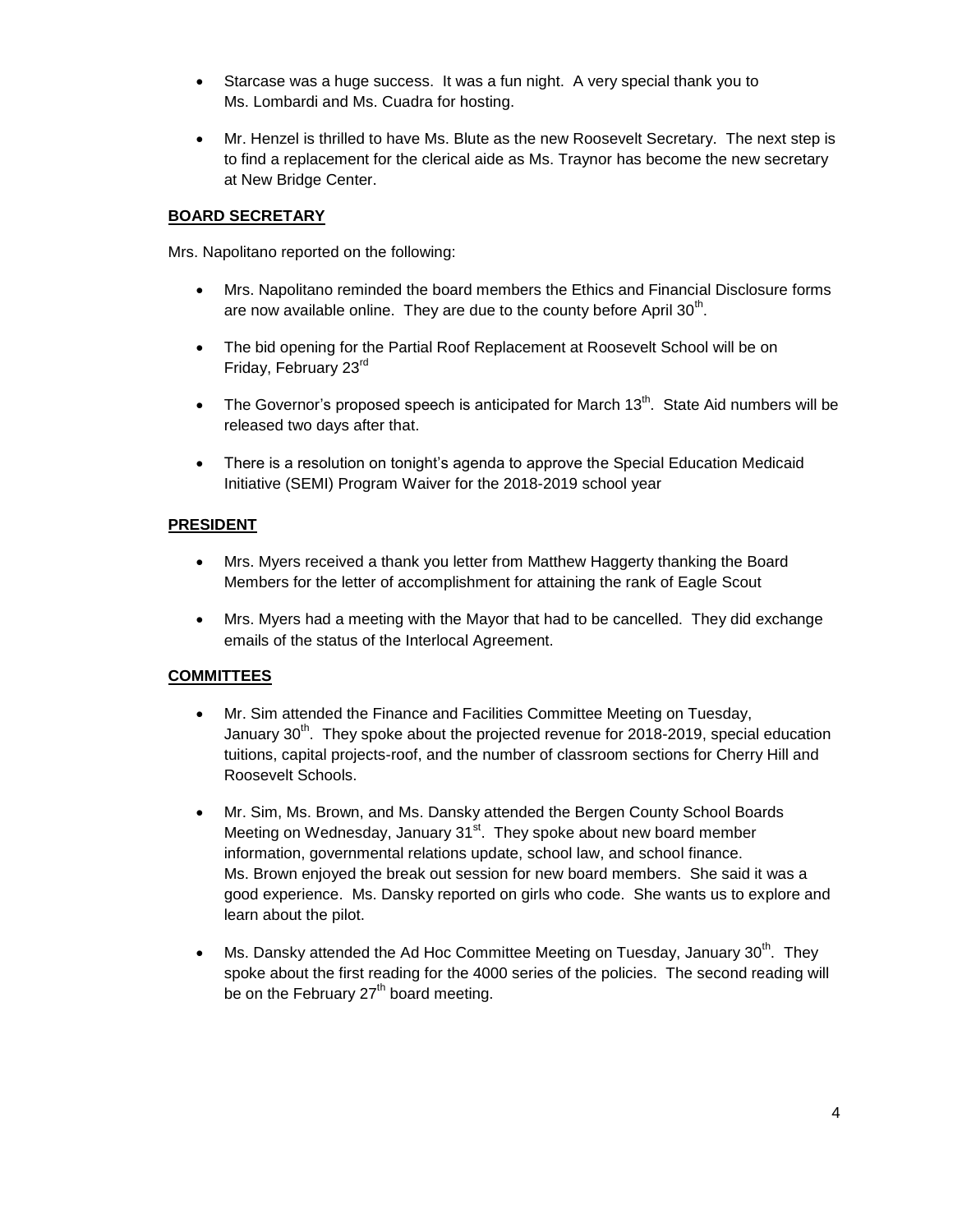- Starcase was a huge success. It was a fun night. A very special thank you to Ms. Lombardi and Ms. Cuadra for hosting.
- Mr. Henzel is thrilled to have Ms. Blute as the new Roosevelt Secretary. The next step is to find a replacement for the clerical aide as Ms. Traynor has become the new secretary at New Bridge Center.

**BOARD SECRETARY**

Mrs. Napolitano reported on the following:

- Mrs. Napolitano reminded the board members the Ethics and Financial Disclosure forms are now available online. They are due to the county before April 30th.
- The bid opening for the Partial Roof Replacement at Roosevelt School will be on Friday, February 23rd
- The Governor's proposed speech is anticipated for March 13th. State Aid numbers will be released two days after that.
- There is a resolution on tonight's agenda to approve the Special Education Medicaid Initiative (SEMI) Program Waiver for the 2018-2019 school year

**PRESIDENT**

- Mrs. Myers received a thank you letter from Matthew Haggerty thanking the Board Members for the letter of accomplishment for attaining the rank of Eagle Scout
- Mrs. Myers had a meeting with the Mayor that had to be cancelled. They did exchange emails of the status of the Interlocal Agreement.

**COMMITTEES**

- Mr. Sim attended the Finance and Facilities Committee Meeting on Tuesday, January 30th. They spoke about the projected revenue for 2018-2019, special education tuitions, capital projects-roof, and the number of classroom sections for Cherry Hill and Roosevelt Schools.
- Mr. Sim, Ms. Brown, and Ms. Dansky attended the Bergen County School Boards Meeting on Wednesday, January 31st. They spoke about new board member information, governmental relations update, school law, and school finance. Ms. Brown enjoyed the break out session for new board members. She said it was a good experience. Ms. Dansky reported on girls who code. She wants us to explore and learn about the pilot.
- Ms. Dansky attended the Ad Hoc Committee Meeting on Tuesday, January 30th. They spoke about the first reading for the 4000 series of the policies. The second reading will be on the February 27th board meeting.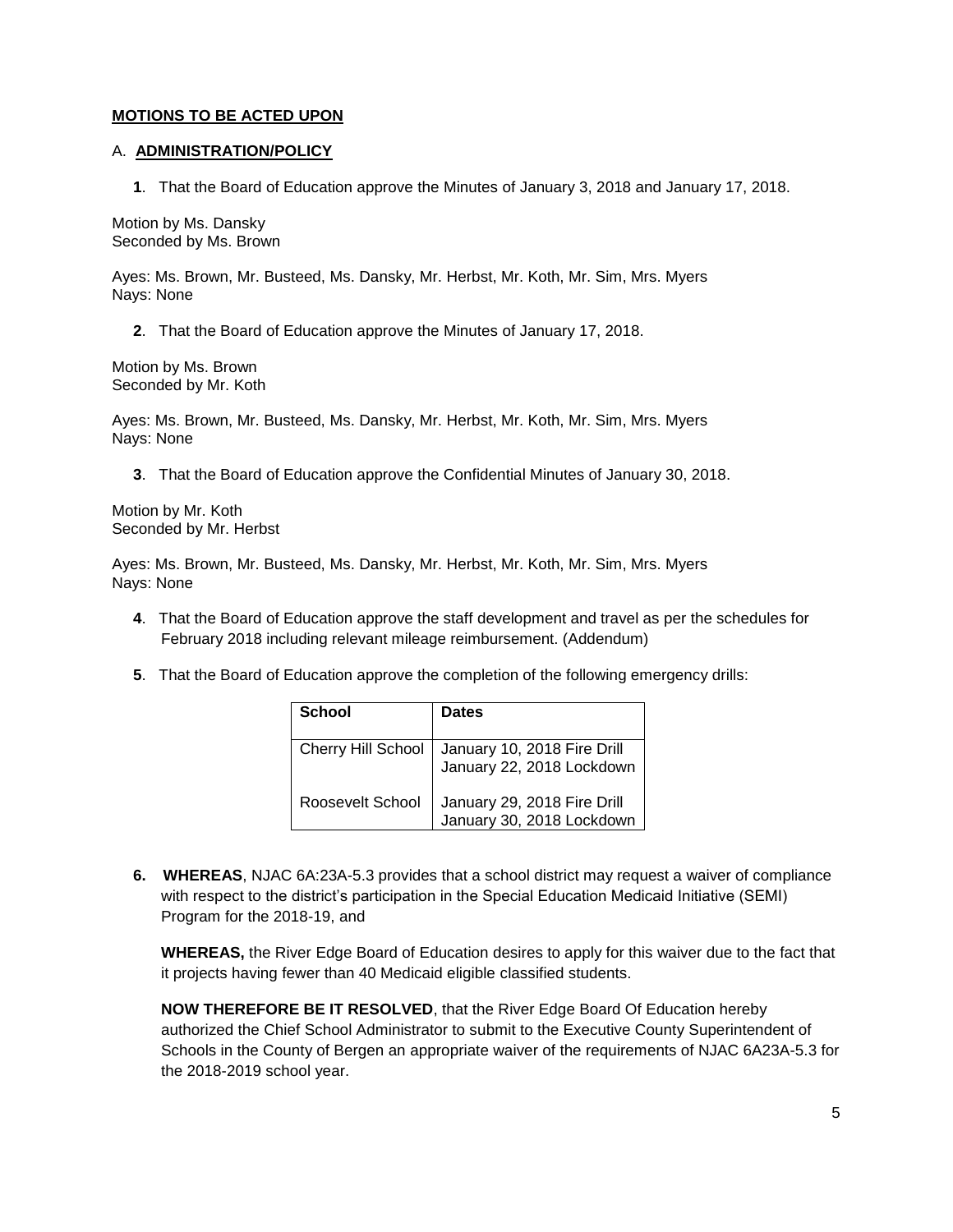**MOTIONS TO BE ACTED UPON**

A. **ADMINISTRATION/POLICY**

**1**. That the Board of Education approve the Minutes of January 3, 2018 and January 17, 2018.

Motion by Ms. Dansky
Seconded by Ms. Brown

Ayes: Ms. Brown, Mr. Busteed, Ms. Dansky, Mr. Herbst, Mr. Koth, Mr. Sim, Mrs. Myers
Nays: None

**2**. That the Board of Education approve the Minutes of January 17, 2018.

Motion by Ms. Brown
Seconded by Mr. Koth

Ayes: Ms. Brown, Mr. Busteed, Ms. Dansky, Mr. Herbst, Mr. Koth, Mr. Sim, Mrs. Myers
Nays: None

**3**. That the Board of Education approve the Confidential Minutes of January 30, 2018.

Motion by Mr. Koth
Seconded by Mr. Herbst

Ayes: Ms. Brown, Mr. Busteed, Ms. Dansky, Mr. Herbst, Mr. Koth, Mr. Sim, Mrs. Myers
Nays: None

**4**. That the Board of Education approve the staff development and travel as per the schedules for February 2018 including relevant mileage reimbursement. (Addendum)

**5**. That the Board of Education approve the completion of the following emergency drills:

| School | Dates |
|---|---|
| Cherry Hill School | January 10, 2018 Fire Drill<br>January 22, 2018 Lockdown |
| Roosevelt School | January 29, 2018 Fire Drill<br>January 30, 2018 Lockdown |

**6. WHEREAS**, NJAC 6A:23A-5.3 provides that a school district may request a waiver of compliance with respect to the district's participation in the Special Education Medicaid Initiative (SEMI) Program for the 2018-19, and

**WHEREAS,** the River Edge Board of Education desires to apply for this waiver due to the fact that it projects having fewer than 40 Medicaid eligible classified students.

**NOW THEREFORE BE IT RESOLVED**, that the River Edge Board Of Education hereby authorized the Chief School Administrator to submit to the Executive County Superintendent of Schools in the County of Bergen an appropriate waiver of the requirements of NJAC 6A23A-5.3 for the 2018-2019 school year.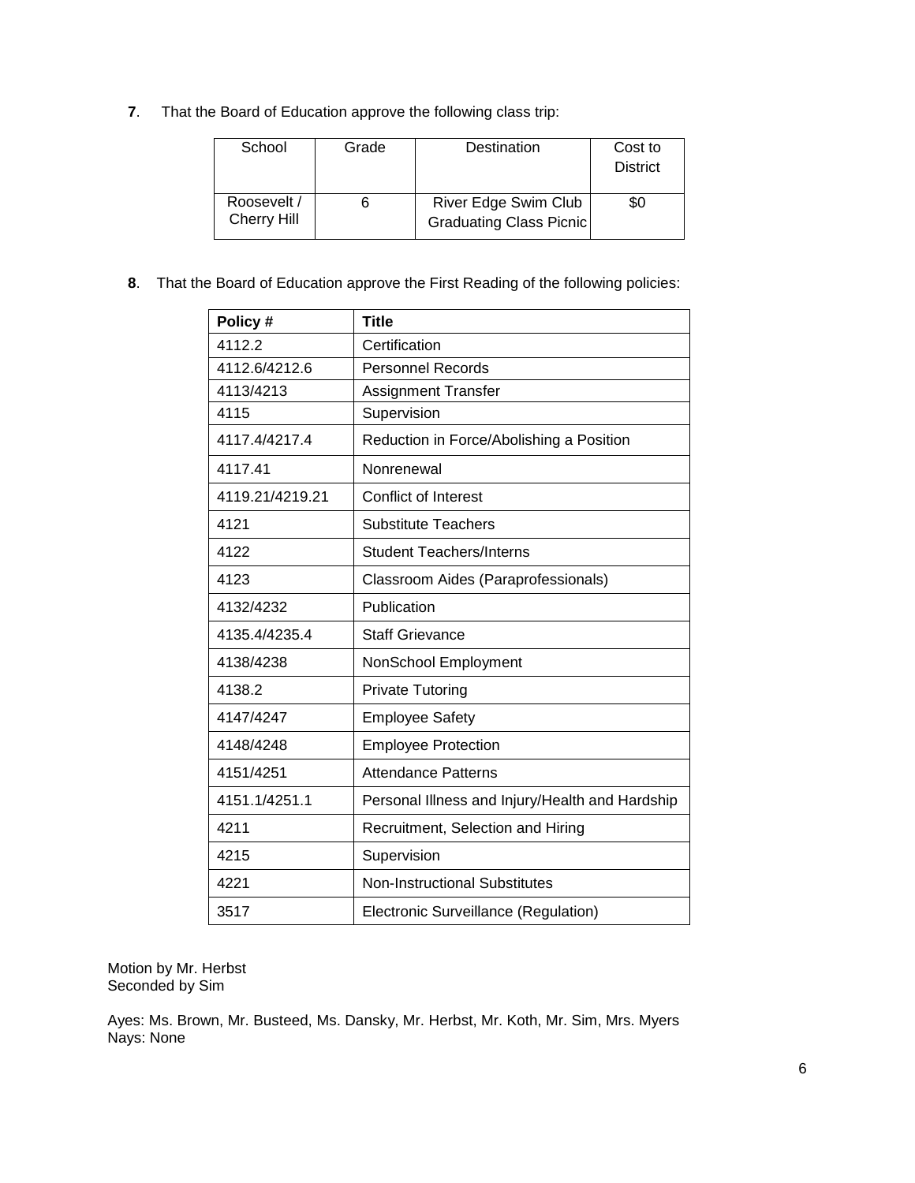**7**. That the Board of Education approve the following class trip:

| School | Grade | Destination | Cost to District |
|---|---|---|---|
| Roosevelt / Cherry Hill | 6 | River Edge Swim Club Graduating Class Picnic | $0 |

**8**. That the Board of Education approve the First Reading of the following policies:

| Policy # | Title |
|---|---|
| 4112.2 | Certification |
| 4112.6/4212.6 | Personnel Records |
| 4113/4213 | Assignment Transfer |
| 4115 | Supervision |
| 4117.4/4217.4 | Reduction in Force/Abolishing a Position |
| 4117.41 | Nonrenewal |
| 4119.21/4219.21 | Conflict of Interest |
| 4121 | Substitute Teachers |
| 4122 | Student Teachers/Interns |
| 4123 | Classroom Aides (Paraprofessionals) |
| 4132/4232 | Publication |
| 4135.4/4235.4 | Staff Grievance |
| 4138/4238 | NonSchool Employment |
| 4138.2 | Private Tutoring |
| 4147/4247 | Employee Safety |
| 4148/4248 | Employee Protection |
| 4151/4251 | Attendance Patterns |
| 4151.1/4251.1 | Personal Illness and Injury/Health and Hardship |
| 4211 | Recruitment, Selection and Hiring |
| 4215 | Supervision |
| 4221 | Non-Instructional Substitutes |
| 3517 | Electronic Surveillance (Regulation) |

Motion by Mr. Herbst
Seconded by Sim

Ayes: Ms. Brown, Mr. Busteed, Ms. Dansky, Mr. Herbst, Mr. Koth, Mr. Sim, Mrs. Myers
Nays: None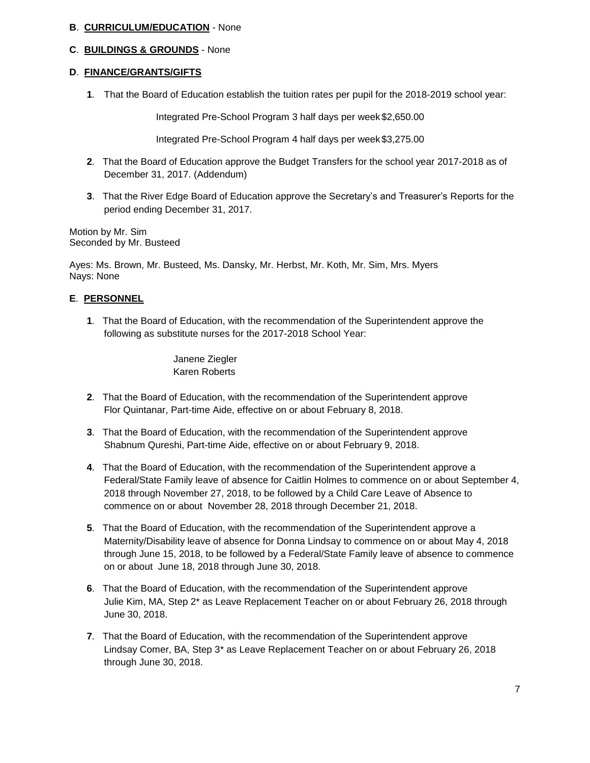**B**. **CURRICULUM/EDUCATION** - None

**C**. **BUILDINGS & GROUNDS** - None

**D**. **FINANCE/GRANTS/GIFTS**

**1**. That the Board of Education establish the tuition rates per pupil for the 2018-2019 school year:

Integrated Pre-School Program 3 half days per week $2,650.00

Integrated Pre-School Program 4 half days per week $3,275.00

**2**. That the Board of Education approve the Budget Transfers for the school year 2017-2018 as of December 31, 2017. (Addendum)

**3**. That the River Edge Board of Education approve the Secretary's and Treasurer's Reports for the period ending December 31, 2017.

Motion by Mr. Sim
Seconded by Mr. Busteed

Ayes: Ms. Brown, Mr. Busteed, Ms. Dansky, Mr. Herbst, Mr. Koth, Mr. Sim, Mrs. Myers
Nays: None

**E**. **PERSONNEL**

**1**. That the Board of Education, with the recommendation of the Superintendent approve the following as substitute nurses for the 2017-2018 School Year:

Janene Ziegler
Karen Roberts

**2**. That the Board of Education, with the recommendation of the Superintendent approve Flor Quintanar, Part-time Aide, effective on or about February 8, 2018.

**3**. That the Board of Education, with the recommendation of the Superintendent approve Shabnum Qureshi, Part-time Aide, effective on or about February 9, 2018.

**4**. That the Board of Education, with the recommendation of the Superintendent approve a Federal/State Family leave of absence for Caitlin Holmes to commence on or about September 4, 2018 through November 27, 2018, to be followed by a Child Care Leave of Absence to commence on or about November 28, 2018 through December 21, 2018.

**5**. That the Board of Education, with the recommendation of the Superintendent approve a Maternity/Disability leave of absence for Donna Lindsay to commence on or about May 4, 2018 through June 15, 2018, to be followed by a Federal/State Family leave of absence to commence on or about June 18, 2018 through June 30, 2018.

**6**. That the Board of Education, with the recommendation of the Superintendent approve Julie Kim, MA, Step 2* as Leave Replacement Teacher on or about February 26, 2018 through June 30, 2018.

**7**. That the Board of Education, with the recommendation of the Superintendent approve Lindsay Comer, BA, Step 3* as Leave Replacement Teacher on or about February 26, 2018 through June 30, 2018.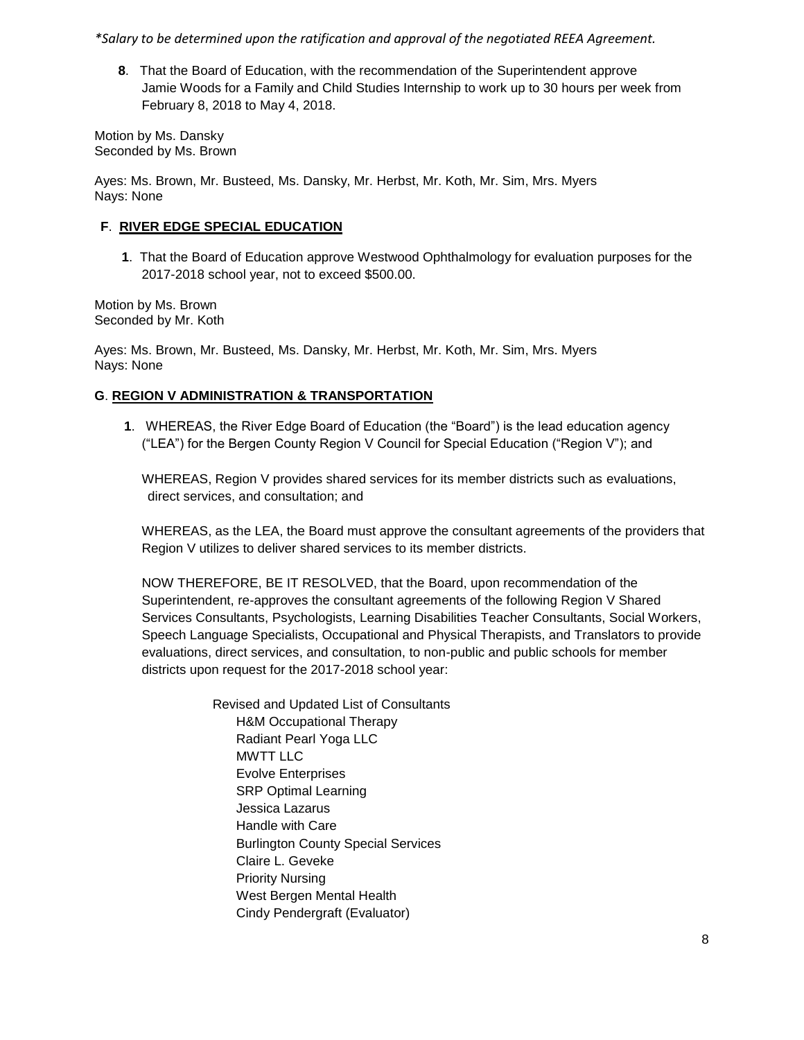*\*Salary to be determined upon the ratification and approval of the negotiated REEA Agreement.*

**8**. That the Board of Education, with the recommendation of the Superintendent approve Jamie Woods for a Family and Child Studies Internship to work up to 30 hours per week from February 8, 2018 to May 4, 2018.

Motion by Ms. Dansky
Seconded by Ms. Brown

Ayes: Ms. Brown, Mr. Busteed, Ms. Dansky, Mr. Herbst, Mr. Koth, Mr. Sim, Mrs. Myers
Nays: None

**F**. **RIVER EDGE SPECIAL EDUCATION**

**1**. That the Board of Education approve Westwood Ophthalmology for evaluation purposes for the 2017-2018 school year, not to exceed $500.00.

Motion by Ms. Brown
Seconded by Mr. Koth

Ayes: Ms. Brown, Mr. Busteed, Ms. Dansky, Mr. Herbst, Mr. Koth, Mr. Sim, Mrs. Myers
Nays: None

**G**. **REGION V ADMINISTRATION & TRANSPORTATION**

**1**. WHEREAS, the River Edge Board of Education (the "Board") is the lead education agency ("LEA") for the Bergen County Region V Council for Special Education ("Region V"); and

WHEREAS, Region V provides shared services for its member districts such as evaluations, direct services, and consultation; and

WHEREAS, as the LEA, the Board must approve the consultant agreements of the providers that Region V utilizes to deliver shared services to its member districts.

NOW THEREFORE, BE IT RESOLVED, that the Board, upon recommendation of the Superintendent, re-approves the consultant agreements of the following Region V Shared Services Consultants, Psychologists, Learning Disabilities Teacher Consultants, Social Workers, Speech Language Specialists, Occupational and Physical Therapists, and Translators to provide evaluations, direct services, and consultation, to non-public and public schools for member districts upon request for the 2017-2018 school year:

Revised and Updated List of Consultants

- H&M Occupational Therapy
- Radiant Pearl Yoga LLC
- MWTT LLC
- Evolve Enterprises
- SRP Optimal Learning
- Jessica Lazarus
- Handle with Care
- Burlington County Special Services
- Claire L. Geveke
- Priority Nursing
- West Bergen Mental Health
- Cindy Pendergraft (Evaluator)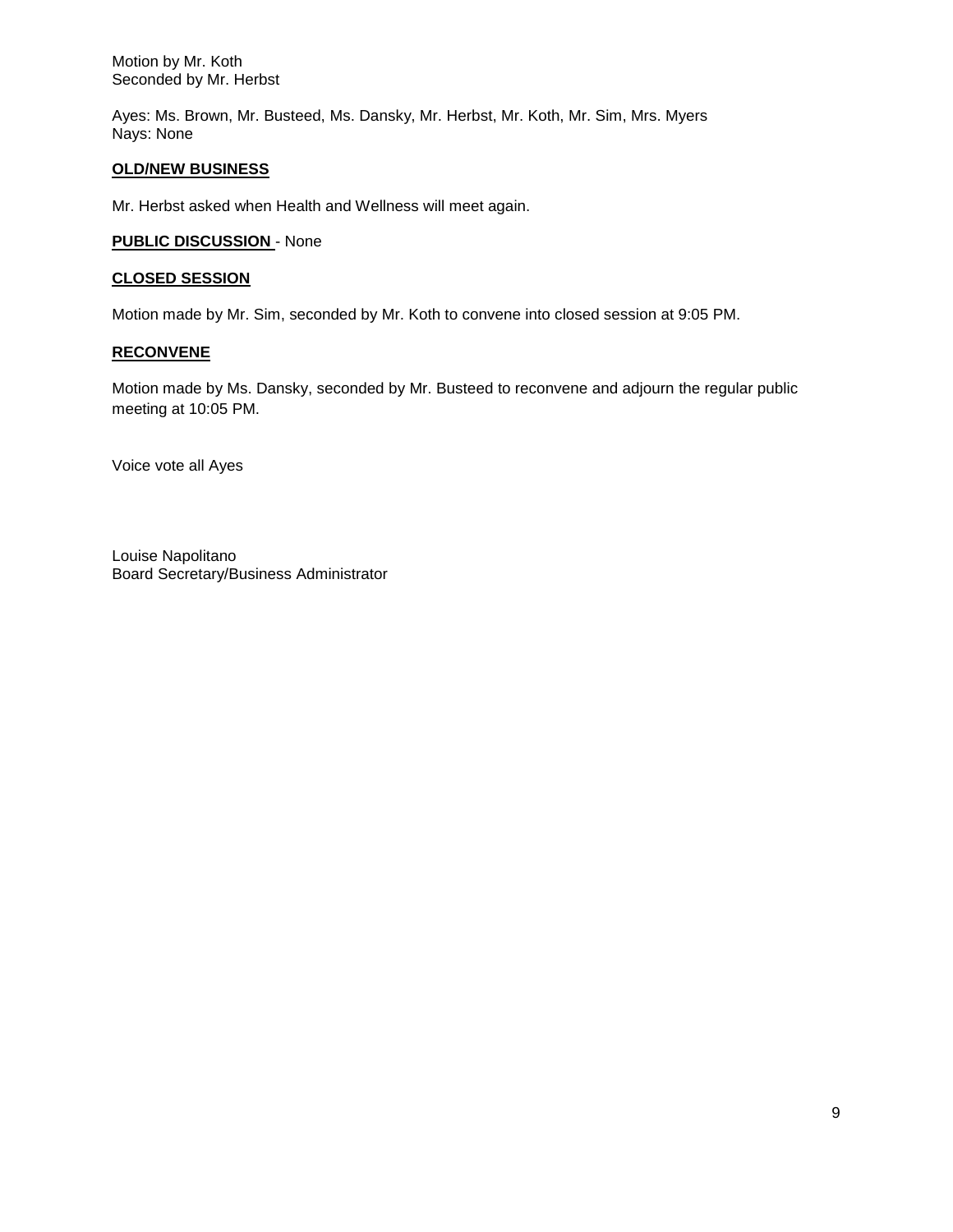Motion by Mr. Koth
Seconded by Mr. Herbst

Ayes: Ms. Brown, Mr. Busteed, Ms. Dansky, Mr. Herbst, Mr. Koth, Mr. Sim, Mrs. Myers
Nays: None

**OLD/NEW BUSINESS**

Mr. Herbst asked when Health and Wellness will meet again.

**PUBLIC DISCUSSION** - None

**CLOSED SESSION**

Motion made by Mr. Sim, seconded by Mr. Koth to convene into closed session at 9:05 PM.

**RECONVENE**

Motion made by Ms. Dansky, seconded by Mr. Busteed to reconvene and adjourn the regular public meeting at 10:05 PM.

Voice vote all Ayes

Louise Napolitano
Board Secretary/Business Administrator